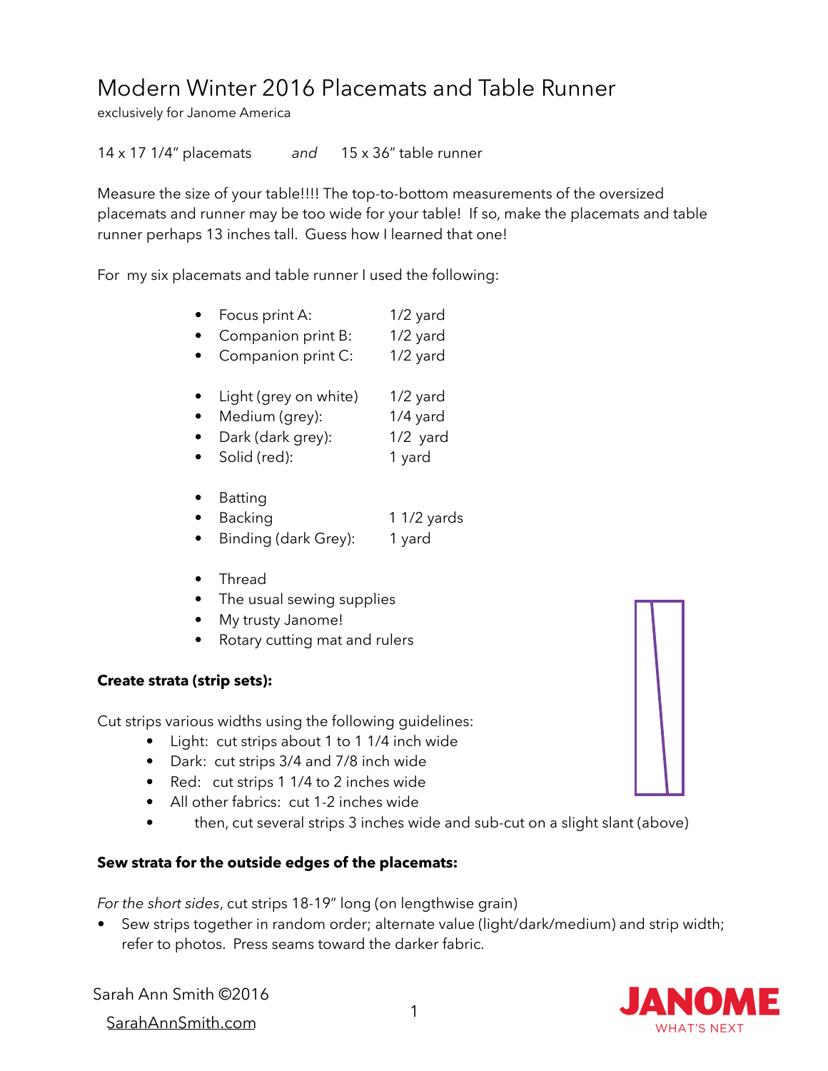# Modern Winter 2016 Placemats and Table Runner

exclusively for Janome America

14 x 17 1/4" placemats *and* 15 x 36" table runner

Measure the size of your table!!!! The top-to-bottom measurements of the oversized placemats and runner may be too wide for your table! If so, make the placemats and table runner perhaps 13 inches tall. Guess how I learned that one!

For my six placemats and table runner I used the following:

- Focus print A: 1/2 yard
- Companion print B: 1/2 yard
- Companion print C: 1/2 yard

- Light (grey on white) 1/2 yard
- Medium (grey): 1/4 yard
- Dark (dark grey): 1/2 yard
- Solid (red): 1 yard

- Batting
- Backing 1 1/2 yards
- Binding (dark Grey): 1 yard

- Thread
- The usual sewing supplies
- My trusty Janome!
- Rotary cutting mat and rulers

**Create strata (strip sets):**

Cut strips various widths using the following guidelines:

- Light: cut strips about 1 to 1 1/4 inch wide
- Dark: cut strips 3/4 and 7/8 inch wide
- Red: cut strips 1 1/4 to 2 inches wide
- All other fabrics: cut 1-2 inches wide
- then, cut several strips 3 inches wide and sub-cut on a slight slant (above)

**Sew strata for the outside edges of the placemats:**

*For the short sides*, cut strips 18-19" long (on lengthwise grain)

- Sew strips together in random order; alternate value (light/dark/medium) and strip width; refer to photos. Press seams toward the darker fabric.

Sarah Ann Smith ©2016

SarahAnnSmith.com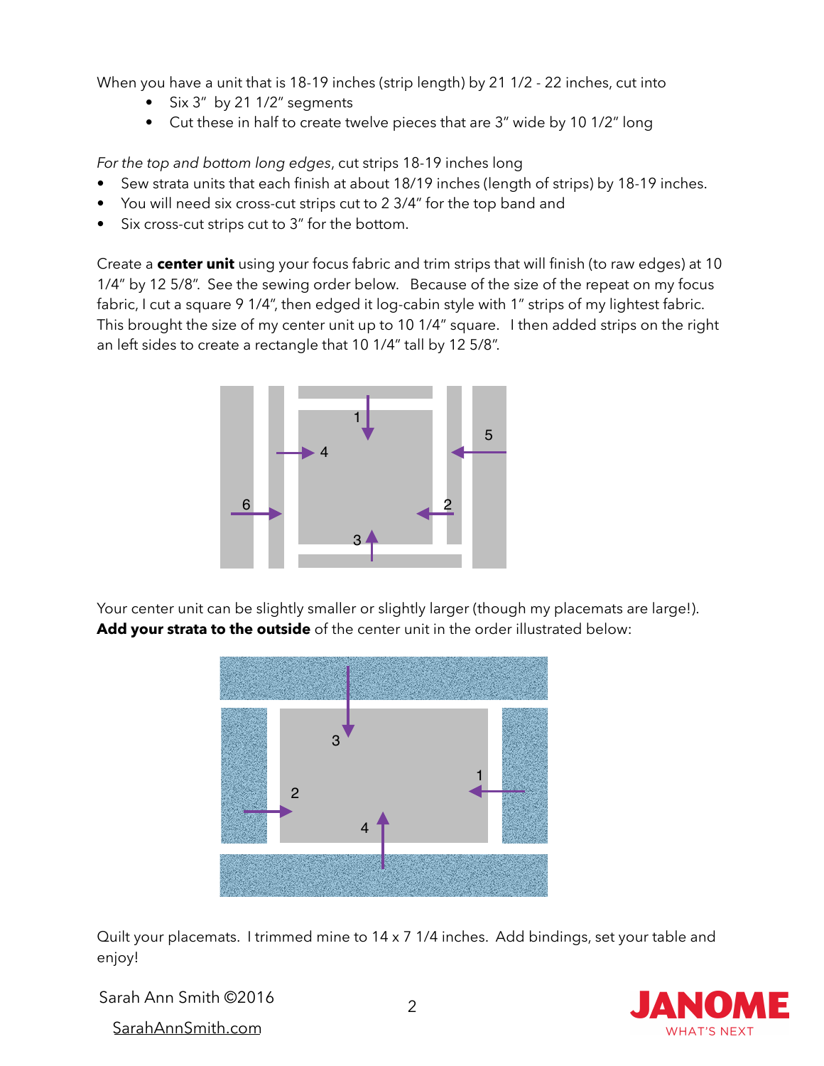When you have a unit that is 18-19 inches (strip length) by 21 1/2 - 22 inches, cut into

- Six 3" by 21 1/2" segments
- Cut these in half to create twelve pieces that are 3" wide by 10 1/2" long

*For the top and bottom long edges*, cut strips 18-19 inches long

- Sew strata units that each finish at about 18/19 inches (length of strips) by 18-19 inches.
- You will need six cross-cut strips cut to 2 3/4" for the top band and
- Six cross-cut strips cut to 3" for the bottom.

Create a **center unit** using your focus fabric and trim strips that will finish (to raw edges) at 10 1/4" by 12 5/8". See the sewing order below. Because of the size of the repeat on my focus fabric, I cut a square 9 1/4", then edged it log-cabin style with 1" strips of my lightest fabric. This brought the size of my center unit up to 10 1/4" square. I then added strips on the right an left sides to create a rectangle that 10 1/4" tall by 12 5/8".

1
4
5
6
2
3

Your center unit can be slightly smaller or slightly larger (though my placemats are large!). **Add your strata to the outside** of the center unit in the order illustrated below:

3
1
2
4

Quilt your placemats. I trimmed mine to 14 x 7 1/4 inches. Add bindings, set your table and enjoy!

Sarah Ann Smith ©2016

SarahAnnSmith.com

JANOME WHAT'S NEXT